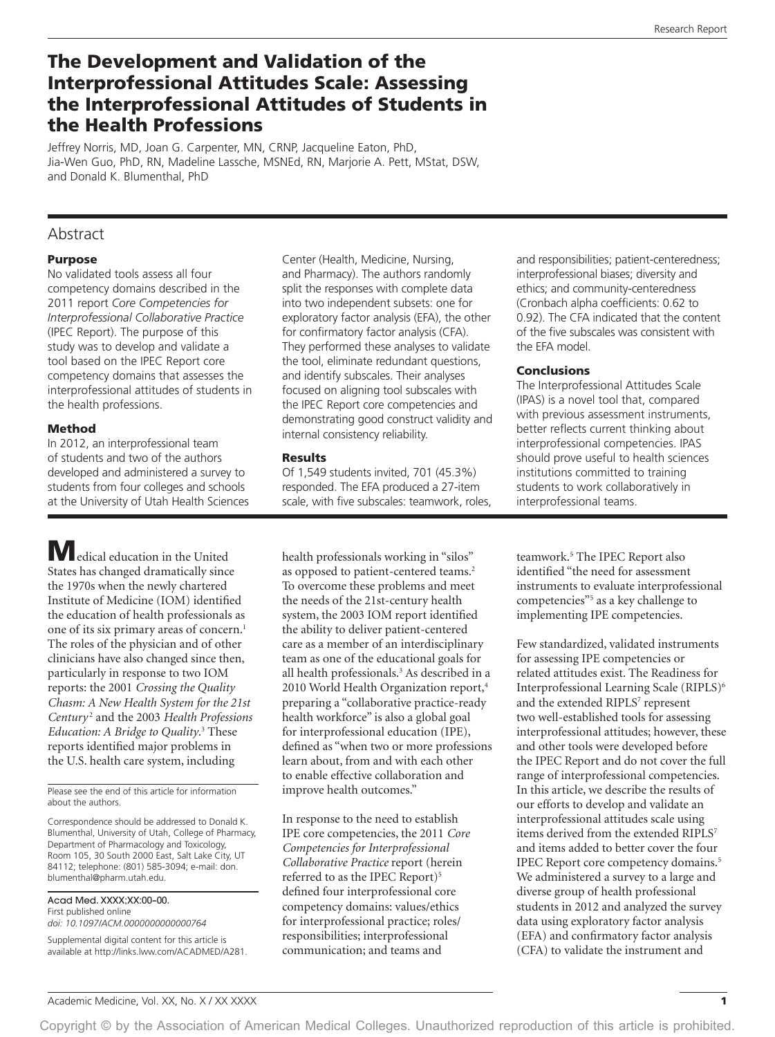# The Development and Validation of the Interprofessional Attitudes Scale: Assessing the Interprofessional Attitudes of Students in the Health Professions

Jeffrey Norris, MD, Joan G. Carpenter, MN, CRNP, Jacqueline Eaton, PhD, Jia-Wen Guo, PhD, RN, Madeline Lassche, MSNEd, RN, Marjorie A. Pett, MStat, DSW, and Donald K. Blumenthal, PhD

## Abstract

### Purpose

No validated tools assess all four competency domains described in the 2011 report *Core Competencies for Interprofessional Collaborative Practice* (IPEC Report). The purpose of this study was to develop and validate a tool based on the IPEC Report core competency domains that assesses the interprofessional attitudes of students in the health professions.

### Method

In 2012, an interprofessional team of students and two of the authors developed and administered a survey to students from four colleges and schools at the University of Utah Health Sciences Center (Health, Medicine, Nursing, and Pharmacy). The authors randomly split the responses with complete data into two independent subsets: one for exploratory factor analysis (EFA), the other for confirmatory factor analysis (CFA). They performed these analyses to validate the tool, eliminate redundant questions, and identify subscales. Their analyses focused on aligning tool subscales with the IPEC Report core competencies and demonstrating good construct validity and internal consistency reliability.

### Results

Of 1,549 students invited, 701 (45.3%) responded. The EFA produced a 27-item scale, with five subscales: teamwork, roles, and responsibilities; patient-centeredness; interprofessional biases; diversity and ethics; and community-centeredness (Cronbach alpha coefficients: 0.62 to 0.92). The CFA indicated that the content of the five subscales was consistent with the EFA model.

### Conclusions

The Interprofessional Attitudes Scale (IPAS) is a novel tool that, compared with previous assessment instruments, better reflects current thinking about interprofessional competencies. IPAS should prove useful to health sciences institutions committed to training students to work collaboratively in interprofessional teams.

---

Medical education in the United States has changed dramatically since the 1970s when the newly chartered Institute of Medicine (IOM) identified the education of health professionals as one of its six primary areas of concern.[1] The roles of the physician and of other clinicians have also changed since then, particularly in response to two IOM reports: the 2001 *Crossing the Quality Chasm: A New Health System for the 21st Century*[2] and the 2003 *Health Professions Education: A Bridge to Quality*.[3] These reports identified major problems in the U.S. health care system, including health professionals working in "silos" as opposed to patient-centered teams.[2] To overcome these problems and meet the needs of the 21st-century health system, the 2003 IOM report identified the ability to deliver patient-centered care as a member of an interdisciplinary team as one of the educational goals for all health professionals.[3] As described in a 2010 World Health Organization report,[4] preparing a "collaborative practice-ready health workforce" is also a global goal for interprofessional education (IPE), defined as "when two or more professions learn about, from and with each other to enable effective collaboration and improve health outcomes."

In response to the need to establish IPE core competencies, the 2011 *Core Competencies for Interprofessional Collaborative Practice* report (herein referred to as the IPEC Report)[5] defined four interprofessional core competency domains: values/ethics for interprofessional practice; roles/responsibilities; interprofessional communication; and teams and teamwork.[5] The IPEC Report also identified "the need for assessment instruments to evaluate interprofessional competencies"[5] as a key challenge to implementing IPE competencies.

Few standardized, validated instruments for assessing IPE competencies or related attitudes exist. The Readiness for Interprofessional Learning Scale (RIPLS)[6] and the extended RIPLS[7] represent two well-established tools for assessing interprofessional attitudes; however, these and other tools were developed before the IPEC Report and do not cover the full range of interprofessional competencies. In this article, we describe the results of our efforts to develop and validate an interprofessional attitudes scale using items derived from the extended RIPLS[7] and items added to better cover the four IPEC Report core competency domains.[5] We administered a survey to a large and diverse group of health professional students in 2012 and analyzed the survey data using exploratory factor analysis (EFA) and confirmatory factor analysis (CFA) to validate the instrument and

---

Please see the end of this article for information about the authors.

Correspondence should be addressed to Donald K. Blumenthal, University of Utah, College of Pharmacy, Department of Pharmacology and Toxicology, Room 105, 30 South 2000 East, Salt Lake City, UT 84112; telephone: (801) 585-3094; e-mail: don.blumenthal@pharm.utah.edu.

Acad Med. XXXX;XX:00–00.
First published online
*doi: 10.1097/ACM.0000000000000764*

Supplemental digital content for this article is available at http://links.lww.com/ACADMED/A281.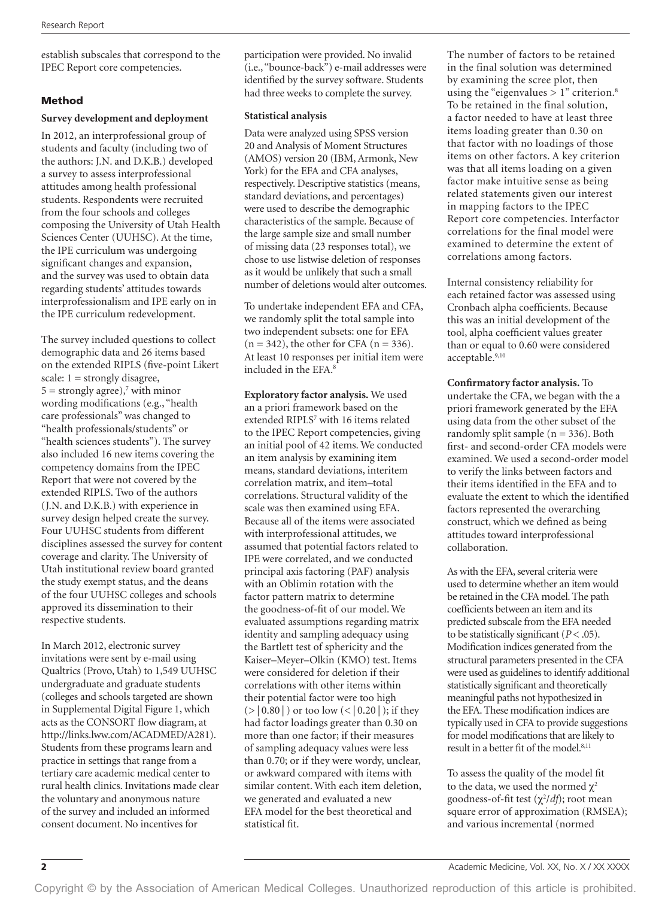establish subscales that correspond to the IPEC Report core competencies.

## Method

### Survey development and deployment

In 2012, an interprofessional group of students and faculty (including two of the authors: J.N. and D.K.B.) developed a survey to assess interprofessional attitudes among health professional students. Respondents were recruited from the four schools and colleges composing the University of Utah Health Sciences Center (UUHSC). At the time, the IPE curriculum was undergoing significant changes and expansion, and the survey was used to obtain data regarding students' attitudes towards interprofessionalism and IPE early on in the IPE curriculum redevelopment.

The survey included questions to collect demographic data and 26 items based on the extended RIPLS (five-point Likert scale: 1 = strongly disagree, 5 = strongly agree),[7] with minor wording modifications (e.g., "health care professionals" was changed to "health professionals/students" or "health sciences students"). The survey also included 16 new items covering the competency domains from the IPEC Report that were not covered by the extended RIPLS. Two of the authors (J.N. and D.K.B.) with experience in survey design helped create the survey. Four UUHSC students from different disciplines assessed the survey for content coverage and clarity. The University of Utah institutional review board granted the study exempt status, and the deans of the four UUHSC colleges and schools approved its dissemination to their respective students.

In March 2012, electronic survey invitations were sent by e-mail using Qualtrics (Provo, Utah) to 1,549 UUHSC undergraduate and graduate students (colleges and schools targeted are shown in Supplemental Digital Figure 1, which acts as the CONSORT flow diagram, at http://links.lww.com/ACADMED/A281). Students from these programs learn and practice in settings that range from a tertiary care academic medical center to rural health clinics. Invitations made clear the voluntary and anonymous nature of the survey and included an informed consent document. No incentives for participation were provided. No invalid (i.e., "bounce-back") e-mail addresses were identified by the survey software. Students had three weeks to complete the survey.

### Statistical analysis

Data were analyzed using SPSS version 20 and Analysis of Moment Structures (AMOS) version 20 (IBM, Armonk, New York) for the EFA and CFA analyses, respectively. Descriptive statistics (means, standard deviations, and percentages) were used to describe the demographic characteristics of the sample. Because of the large sample size and small number of missing data (23 responses total), we chose to use listwise deletion of responses as it would be unlikely that such a small number of deletions would alter outcomes.

To undertake independent EFA and CFA, we randomly split the total sample into two independent subsets: one for EFA (n = 342), the other for CFA (n = 336). At least 10 responses per initial item were included in the EFA.[8]

**Exploratory factor analysis.** We used an a priori framework based on the extended RIPLS[7] with 16 items related to the IPEC Report competencies, giving an initial pool of 42 items. We conducted an item analysis by examining item means, standard deviations, interitem correlation matrix, and item–total correlations. Structural validity of the scale was then examined using EFA. Because all of the items were associated with interprofessional attitudes, we assumed that potential factors related to IPE were correlated, and we conducted principal axis factoring (PAF) analysis with an Oblimin rotation with the factor pattern matrix to determine the goodness-of-fit of our model. We evaluated assumptions regarding matrix identity and sampling adequacy using the Bartlett test of sphericity and the Kaiser–Meyer–Olkin (KMO) test. Items were considered for deletion if their correlations with other items within their potential factor were too high ($>|0.80|$) or too low ($<|0.20|$); if they had factor loadings greater than 0.30 on more than one factor; if their measures of sampling adequacy values were less than 0.70; or if they were wordy, unclear, or awkward compared with items with similar content. With each item deletion, we generated and evaluated a new EFA model for the best theoretical and statistical fit.

The number of factors to be retained in the final solution was determined by examining the scree plot, then using the "eigenvalues > 1" criterion.[8] To be retained in the final solution, a factor needed to have at least three items loading greater than 0.30 on that factor with no loadings of those items on other factors. A key criterion was that all items loading on a given factor make intuitive sense as being related statements given our interest in mapping factors to the IPEC Report core competencies. Interfactor correlations for the final model were examined to determine the extent of correlations among factors.

Internal consistency reliability for each retained factor was assessed using Cronbach alpha coefficients. Because this was an initial development of the tool, alpha coefficient values greater than or equal to 0.60 were considered acceptable.[9,10]

**Confirmatory factor analysis.** To undertake the CFA, we began with the a priori framework generated by the EFA using data from the other subset of the randomly split sample (n = 336). Both first- and second-order CFA models were examined. We used a second-order model to verify the links between factors and their items identified in the EFA and to evaluate the extent to which the identified factors represented the overarching construct, which we defined as being attitudes toward interprofessional collaboration.

As with the EFA, several criteria were used to determine whether an item would be retained in the CFA model. The path coefficients between an item and its predicted subscale from the EFA needed to be statistically significant ($P < .05$). Modification indices generated from the structural parameters presented in the CFA were used as guidelines to identify additional statistically significant and theoretically meaningful paths not hypothesized in the EFA. These modification indices are typically used in CFA to provide suggestions for model modifications that are likely to result in a better fit of the model.[8,11]

To assess the quality of the model fit to the data, we used the normed $\chi^2$ goodness-of-fit test ($\chi^2/df$); root mean square error of approximation (RMSEA); and various incremental (normed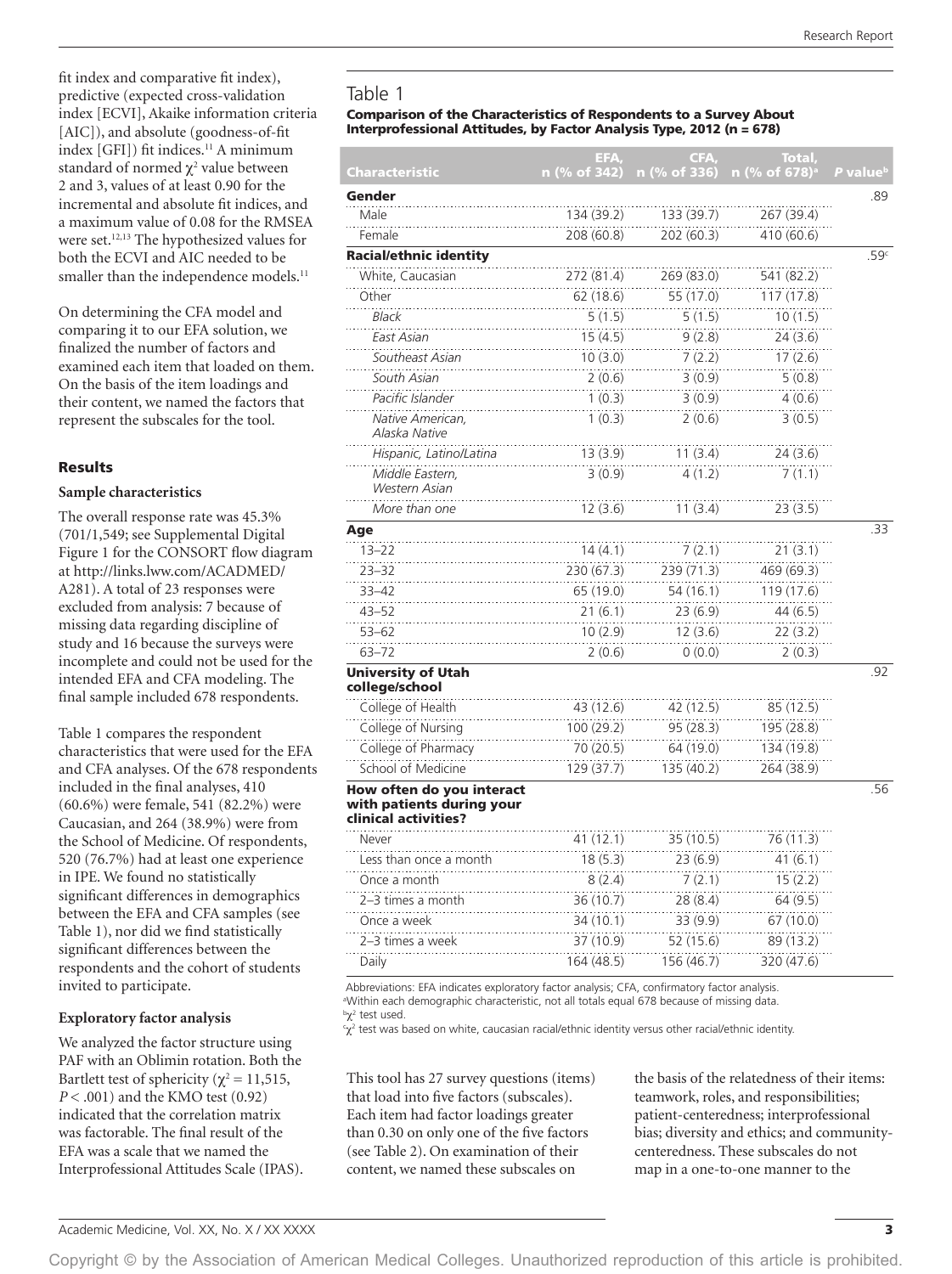fit index and comparative fit index), predictive (expected cross-validation index [ECVI], Akaike information criteria [AIC]), and absolute (goodness-of-fit index [GFI]) fit indices.[11] A minimum standard of normed $\chi^2$ value between 2 and 3, values of at least 0.90 for the incremental and absolute fit indices, and a maximum value of 0.08 for the RMSEA were set.[12,13] The hypothesized values for both the ECVI and AIC needed to be smaller than the independence models.[11]

On determining the CFA model and comparing it to our EFA solution, we finalized the number of factors and examined each item that loaded on them. On the basis of the item loadings and their content, we named the factors that represent the subscales for the tool.

## Results

### Sample characteristics

The overall response rate was 45.3% (701/1,549; see Supplemental Digital Figure 1 for the CONSORT flow diagram at http://links.lww.com/ACADMED/A281). A total of 23 responses were excluded from analysis: 7 because of missing data regarding discipline of study and 16 because the surveys were incomplete and could not be used for the intended EFA and CFA modeling. The final sample included 678 respondents.

Table 1 compares the respondent characteristics that were used for the EFA and CFA analyses. Of the 678 respondents included in the final analyses, 410 (60.6%) were female, 541 (82.2%) were Caucasian, and 264 (38.9%) were from the School of Medicine. Of respondents, 520 (76.7%) had at least one experience in IPE. We found no statistically significant differences in demographics between the EFA and CFA samples (see Table 1), nor did we find statistically significant differences between the respondents and the cohort of students invited to participate.

### Exploratory factor analysis

We analyzed the factor structure using PAF with an Oblimin rotation. Both the Bartlett test of sphericity ($\chi^2 = 11{,}515$, $P < .001$) and the KMO test (0.92) indicated that the correlation matrix was factorable. The final result of the EFA was a scale that we named the Interprofessional Attitudes Scale (IPAS).

Table 1

**Comparison of the Characteristics of Respondents to a Survey About Interprofessional Attitudes, by Factor Analysis Type, 2012 (n = 678)**

| Characteristic | EFA, n (% of 342) | CFA, n (% of 336) | Total, n (% of 678)[a] | P value[b] |
|---|---|---|---|---|
| **Gender** | | | | .89 |
| Male | 134 (39.2) | 133 (39.7) | 267 (39.4) | |
| Female | 208 (60.8) | 202 (60.3) | 410 (60.6) | |
| **Racial/ethnic identity** | | | | .59[c] |
| White, Caucasian | 272 (81.4) | 269 (83.0) | 541 (82.2) | |
| Other | 62 (18.6) | 55 (17.0) | 117 (17.8) | |
| *Black* | 5 (1.5) | 5 (1.5) | 10 (1.5) | |
| *East Asian* | 15 (4.5) | 9 (2.8) | 24 (3.6) | |
| *Southeast Asian* | 10 (3.0) | 7 (2.2) | 17 (2.6) | |
| *South Asian* | 2 (0.6) | 3 (0.9) | 5 (0.8) | |
| *Pacific Islander* | 1 (0.3) | 3 (0.9) | 4 (0.6) | |
| *Native American, Alaska Native* | 1 (0.3) | 2 (0.6) | 3 (0.5) | |
| *Hispanic, Latino/Latina* | 13 (3.9) | 11 (3.4) | 24 (3.6) | |
| *Middle Eastern, Western Asian* | 3 (0.9) | 4 (1.2) | 7 (1.1) | |
| *More than one* | 12 (3.6) | 11 (3.4) | 23 (3.5) | |
| **Age** | | | | .33 |
| 13–22 | 14 (4.1) | 7 (2.1) | 21 (3.1) | |
| 23–32 | 230 (67.3) | 239 (71.3) | 469 (69.3) | |
| 33–42 | 65 (19.0) | 54 (16.1) | 119 (17.6) | |
| 43–52 | 21 (6.1) | 23 (6.9) | 44 (6.5) | |
| 53–62 | 10 (2.9) | 12 (3.6) | 22 (3.2) | |
| 63–72 | 2 (0.6) | 0 (0.0) | 2 (0.3) | |
| **University of Utah college/school** | | | | .92 |
| College of Health | 43 (12.6) | 42 (12.5) | 85 (12.5) | |
| College of Nursing | 100 (29.2) | 95 (28.3) | 195 (28.8) | |
| College of Pharmacy | 70 (20.5) | 64 (19.0) | 134 (19.8) | |
| School of Medicine | 129 (37.7) | 135 (40.2) | 264 (38.9) | |
| **How often do you interact with patients during your clinical activities?** | | | | .56 |
| Never | 41 (12.1) | 35 (10.5) | 76 (11.3) | |
| Less than once a month | 18 (5.3) | 23 (6.9) | 41 (6.1) | |
| Once a month | 8 (2.4) | 7 (2.1) | 15 (2.2) | |
| 2–3 times a month | 36 (10.7) | 28 (8.4) | 64 (9.5) | |
| Once a week | 34 (10.1) | 33 (9.9) | 67 (10.0) | |
| 2–3 times a week | 37 (10.9) | 52 (15.6) | 89 (13.2) | |
| Daily | 164 (48.5) | 156 (46.7) | 320 (47.6) | |

Abbreviations: EFA indicates exploratory factor analysis; CFA, confirmatory factor analysis.
[a]Within each demographic characteristic, not all totals equal 678 because of missing data.
[b]$\chi^2$ test used.
[c]$\chi^2$ test was based on white, caucasian racial/ethnic identity versus other racial/ethnic identity.

This tool has 27 survey questions (items) that load into five factors (subscales). Each item had factor loadings greater than 0.30 on only one of the five factors (see Table 2). On examination of their content, we named these subscales on the basis of the relatedness of their items: teamwork, roles, and responsibilities; patient-centeredness; interprofessional bias; diversity and ethics; and community-centeredness. These subscales do not map in a one-to-one manner to the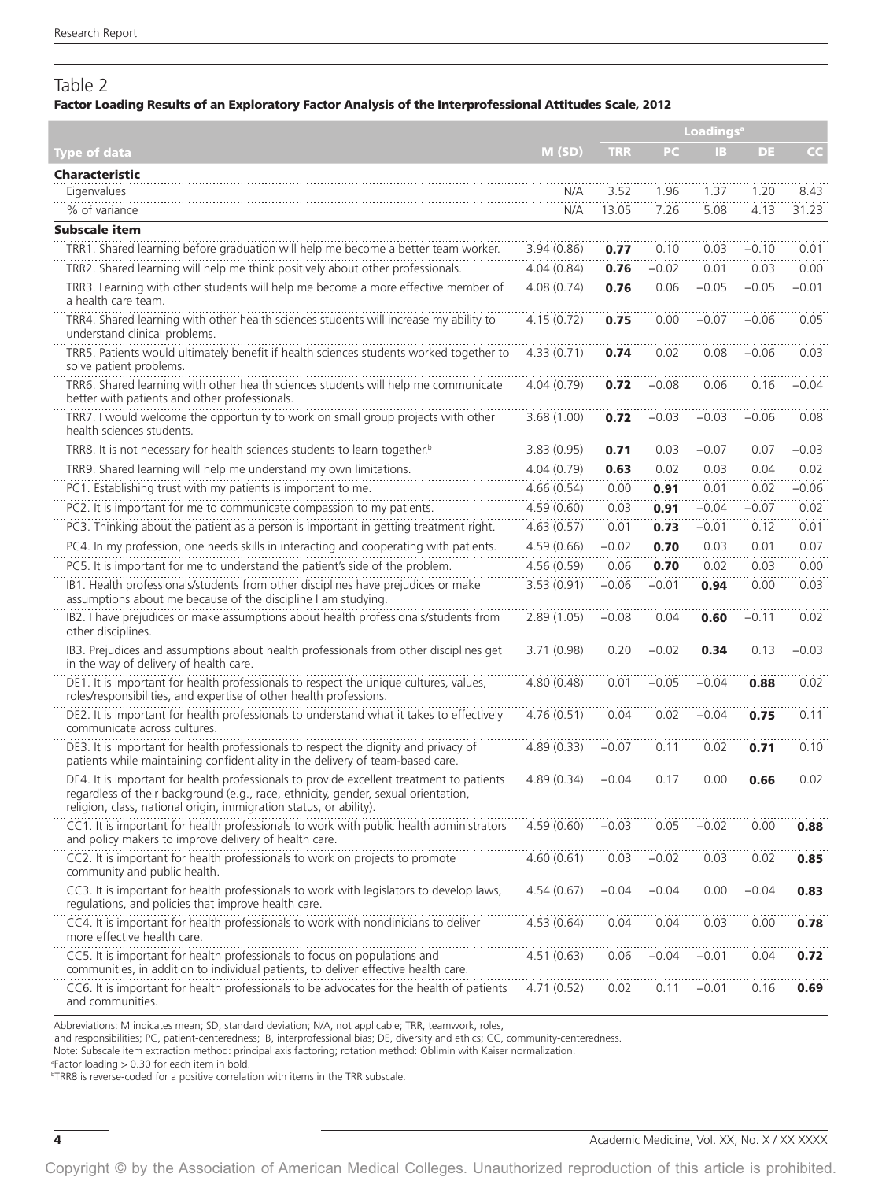## Table 2

**Factor Loading Results of an Exploratory Factor Analysis of the Interprofessional Attitudes Scale, 2012**

| Type of data | M (SD) | Loadings[a] | | | | |
|---|---|---|---|---|---|---|
| | | TRR | PC | IB | DE | CC |
| **Characteristic** | | | | | | |
| Eigenvalues | N/A | 3.52 | 1.96 | 1.37 | 1.20 | 8.43 |
| % of variance | N/A | 13.05 | 7.26 | 5.08 | 4.13 | 31.23 |
| **Subscale item** | | | | | | |
| TRR1. Shared learning before graduation will help me become a better team worker. | 3.94 (0.86) | **0.77** | 0.10 | 0.03 | −0.10 | 0.01 |
| TRR2. Shared learning will help me think positively about other professionals. | 4.04 (0.84) | **0.76** | −0.02 | 0.01 | 0.03 | 0.00 |
| TRR3. Learning with other students will help me become a more effective member of a health care team. | 4.08 (0.74) | **0.76** | 0.06 | −0.05 | −0.05 | −0.01 |
| TRR4. Shared learning with other health sciences students will increase my ability to understand clinical problems. | 4.15 (0.72) | **0.75** | 0.00 | −0.07 | −0.06 | 0.05 |
| TRR5. Patients would ultimately benefit if health sciences students worked together to solve patient problems. | 4.33 (0.71) | **0.74** | 0.02 | 0.08 | −0.06 | 0.03 |
| TRR6. Shared learning with other health sciences students will help me communicate better with patients and other professionals. | 4.04 (0.79) | **0.72** | −0.08 | 0.06 | 0.16 | −0.04 |
| TRR7. I would welcome the opportunity to work on small group projects with other health sciences students. | 3.68 (1.00) | **0.72** | −0.03 | −0.03 | −0.06 | 0.08 |
| TRR8. It is not necessary for health sciences students to learn together.[b] | 3.83 (0.95) | **0.71** | 0.03 | −0.07 | 0.07 | −0.03 |
| TRR9. Shared learning will help me understand my own limitations. | 4.04 (0.79) | **0.63** | 0.02 | 0.03 | 0.04 | 0.02 |
| PC1. Establishing trust with my patients is important to me. | 4.66 (0.54) | 0.00 | **0.91** | 0.01 | 0.02 | −0.06 |
| PC2. It is important for me to communicate compassion to my patients. | 4.59 (0.60) | 0.03 | **0.91** | −0.04 | −0.07 | 0.02 |
| PC3. Thinking about the patient as a person is important in getting treatment right. | 4.63 (0.57) | 0.01 | **0.73** | −0.01 | 0.12 | 0.01 |
| PC4. In my profession, one needs skills in interacting and cooperating with patients. | 4.59 (0.66) | −0.02 | **0.70** | 0.03 | 0.01 | 0.07 |
| PC5. It is important for me to understand the patient's side of the problem. | 4.56 (0.59) | 0.06 | **0.70** | 0.02 | 0.03 | 0.00 |
| IB1. Health professionals/students from other disciplines have prejudices or make assumptions about me because of the discipline I am studying. | 3.53 (0.91) | −0.06 | −0.01 | **0.94** | 0.00 | 0.03 |
| IB2. I have prejudices or make assumptions about health professionals/students from other disciplines. | 2.89 (1.05) | −0.08 | 0.04 | **0.60** | −0.11 | 0.02 |
| IB3. Prejudices and assumptions about health professionals from other disciplines get in the way of delivery of health care. | 3.71 (0.98) | 0.20 | −0.02 | **0.34** | 0.13 | −0.03 |
| DE1. It is important for health professionals to respect the unique cultures, values, roles/responsibilities, and expertise of other health professions. | 4.80 (0.48) | 0.01 | −0.05 | −0.04 | **0.88** | 0.02 |
| DE2. It is important for health professionals to understand what it takes to effectively communicate across cultures. | 4.76 (0.51) | 0.04 | 0.02 | −0.04 | **0.75** | 0.11 |
| DE3. It is important for health professionals to respect the dignity and privacy of patients while maintaining confidentiality in the delivery of team-based care. | 4.89 (0.33) | −0.07 | 0.11 | 0.02 | **0.71** | 0.10 |
| DE4. It is important for health professionals to provide excellent treatment to patients regardless of their background (e.g., race, ethnicity, gender, sexual orientation, religion, class, national origin, immigration status, or ability). | 4.89 (0.34) | −0.04 | 0.17 | 0.00 | **0.66** | 0.02 |
| CC1. It is important for health professionals to work with public health administrators and policy makers to improve delivery of health care. | 4.59 (0.60) | −0.03 | 0.05 | −0.02 | 0.00 | **0.88** |
| CC2. It is important for health professionals to work on projects to promote community and public health. | 4.60 (0.61) | 0.03 | −0.02 | 0.03 | 0.02 | **0.85** |
| CC3. It is important for health professionals to work with legislators to develop laws, regulations, and policies that improve health care. | 4.54 (0.67) | −0.04 | −0.04 | 0.00 | −0.04 | **0.83** |
| CC4. It is important for health professionals to work with nonclinicians to deliver more effective health care. | 4.53 (0.64) | 0.04 | 0.04 | 0.03 | 0.00 | **0.78** |
| CC5. It is important for health professionals to focus on populations and communities, in addition to individual patients, to deliver effective health care. | 4.51 (0.63) | 0.06 | −0.04 | −0.01 | 0.04 | **0.72** |
| CC6. It is important for health professionals to be advocates for the health of patients and communities. | 4.71 (0.52) | 0.02 | 0.11 | −0.01 | 0.16 | **0.69** |

Abbreviations: M indicates mean; SD, standard deviation; N/A, not applicable; TRR, teamwork, roles, and responsibilities; PC, patient-centeredness; IB, interprofessional bias; DE, diversity and ethics; CC, community-centeredness.

Note: Subscale item extraction method: principal axis factoring; rotation method: Oblimin with Kaiser normalization.

[a]Factor loading > 0.30 for each item in bold.

[b]TRR8 is reverse-coded for a positive correlation with items in the TRR subscale.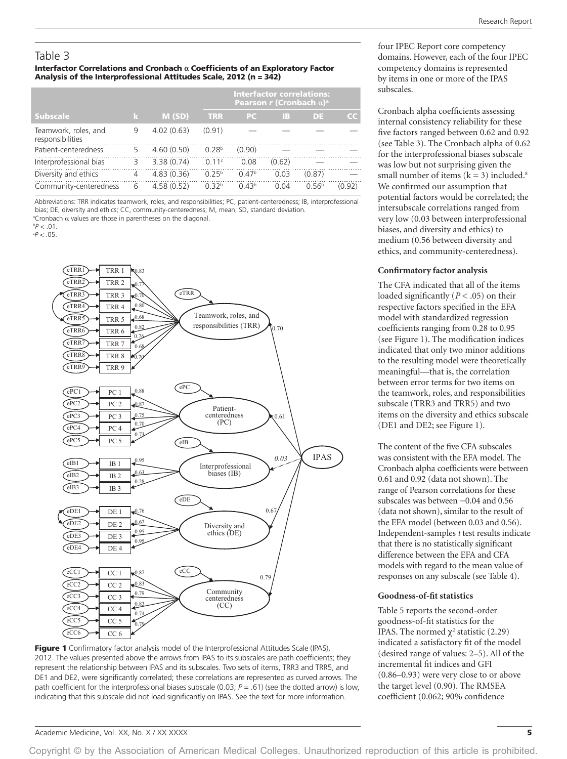## Table 3

**Interfactor Correlations and Cronbach α Coefficients of an Exploratory Factor Analysis of the Interprofessional Attitudes Scale, 2012 (n = 342)**

| Subscale | k | M (SD) | Interfactor correlations: Pearson *r* (Cronbach α)[a] | | | | |
|---|---|---|---|---|---|---|---|
| | | | TRR | PC | IB | DE | CC |
| Teamwork, roles, and responsibilities | 9 | 4.02 (0.63) | (0.91) | — | — | — | — |
| Patient-centeredness | 5 | 4.60 (0.50) | 0.28[b] | (0.90) | — | — | — |
| Interprofessional bias | 3 | 3.38 (0.74) | 0.11[c] | 0.08 | (0.62) | — | — |
| Diversity and ethics | 4 | 4.83 (0.36) | 0.25[b] | 0.47[b] | 0.03 | (0.87) | — |
| Community-centeredness | 6 | 4.58 (0.52) | 0.32[b] | 0.43[b] | 0.04 | 0.56[b] | (0.92) |

Abbreviations: TRR indicates teamwork, roles, and responsibilities; PC, patient-centeredness; IB, interprofessional bias; DE, diversity and ethics; CC, community-centeredness; M, mean; SD, standard deviation.

[a]Cronbach α values are those in parentheses on the diagonal.

[b]$P < .01$.

[c]$P < .05$.

**Figure 1** Confirmatory factor analysis model of the Interprofessional Attitudes Scale (IPAS), 2012. The values presented above the arrows from IPAS to its subscales are path coefficients; they represent the relationship between IPAS and its subscales. Two sets of items, TRR3 and TRR5, and DE1 and DE2, were significantly correlated; these correlations are represented as curved arrows. The path coefficient for the interprofessional biases subscale (0.03; $P = .61$) (see the dotted arrow) is low, indicating that this subscale did not load significantly on IPAS. See the text for more information.

four IPEC Report core competency domains. However, each of the four IPEC competency domains is represented by items in one or more of the IPAS subscales.

Cronbach alpha coefficients assessing internal consistency reliability for these five factors ranged between 0.62 and 0.92 (see Table 3). The Cronbach alpha of 0.62 for the interprofessional biases subscale was low but not surprising given the small number of items (k = 3) included.[8] We confirmed our assumption that potential factors would be correlated; the intersubscale correlations ranged from very low (0.03 between interprofessional biases, and diversity and ethics) to medium (0.56 between diversity and ethics, and community-centeredness).

### Confirmatory factor analysis

The CFA indicated that all of the items loaded significantly ($P < .05$) on their respective factors specified in the EFA model with standardized regression coefficients ranging from 0.28 to 0.95 (see Figure 1). The modification indices indicated that only two minor additions to the resulting model were theoretically meaningful—that is, the correlation between error terms for two items on the teamwork, roles, and responsibilities subscale (TRR3 and TRR5) and two items on the diversity and ethics subscale (DE1 and DE2; see Figure 1).

The content of the five CFA subscales was consistent with the EFA model. The Cronbach alpha coefficients were between 0.61 and 0.92 (data not shown). The range of Pearson correlations for these subscales was between −0.04 and 0.56 (data not shown), similar to the result of the EFA model (between 0.03 and 0.56). Independent-samples *t* test results indicate that there is no statistically significant difference between the EFA and CFA models with regard to the mean value of responses on any subscale (see Table 4).

### Goodness-of-fit statistics

Table 5 reports the second-order goodness-of-fit statistics for the IPAS. The normed $\chi^2$ statistic (2.29) indicated a satisfactory fit of the model (desired range of values: 2–5). All of the incremental fit indices and GFI (0.86–0.93) were very close to or above the target level (0.90). The RMSEA coefficient (0.062; 90% confidence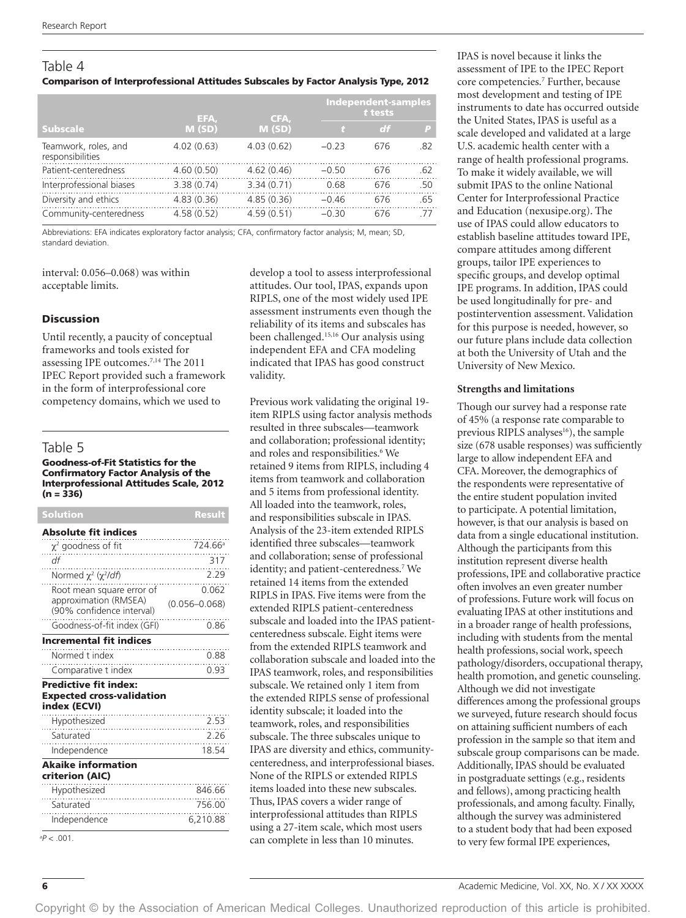## Table 4

**Comparison of Interprofessional Attitudes Subscales by Factor Analysis Type, 2012**

| Subscale | EFA, M (SD) | CFA, M (SD) | Independent-samples *t* tests | | |
|---|---|---|---|---|---|
| | | | *t* | *df* | *P* |
| Teamwork, roles, and responsibilities | 4.02 (0.63) | 4.03 (0.62) | −0.23 | 676 | .82 |
| Patient-centeredness | 4.60 (0.50) | 4.62 (0.46) | −0.50 | 676 | .62 |
| Interprofessional biases | 3.38 (0.74) | 3.34 (0.71) | 0.68 | 676 | .50 |
| Diversity and ethics | 4.83 (0.36) | 4.85 (0.36) | −0.46 | 676 | .65 |
| Community-centeredness | 4.58 (0.52) | 4.59 (0.51) | −0.30 | 676 | .77 |

Abbreviations: EFA indicates exploratory factor analysis; CFA, confirmatory factor analysis; M, mean; SD, standard deviation.

interval: 0.056–0.068) was within acceptable limits.

### Discussion

Until recently, a paucity of conceptual frameworks and tools existed for assessing IPE outcomes.[7,14] The 2011 IPEC Report provided such a framework in the form of interprofessional core competency domains, which we used to develop a tool to assess interprofessional attitudes. Our tool, IPAS, expands upon RIPLS, one of the most widely used IPE assessment instruments even though the reliability of its items and subscales has been challenged.[15,16] Our analysis using independent EFA and CFA modeling indicated that IPAS has good construct validity.

Previous work validating the original 19-item RIPLS using factor analysis methods resulted in three subscales—teamwork and collaboration; professional identity; and roles and responsibilities.[6] We retained 9 items from RIPLS, including 4 items from teamwork and collaboration and 5 items from professional identity. All loaded into the teamwork, roles, and responsibilities subscale in IPAS. Analysis of the 23-item extended RIPLS identified three subscales—teamwork and collaboration; sense of professional identity; and patient-centeredness.[7] We retained 14 items from the extended RIPLS in IPAS. Five items were from the extended RIPLS patient-centeredness subscale and loaded into the IPAS patient-centeredness subscale. Eight items were from the extended RIPLS teamwork and collaboration subscale and loaded into the IPAS teamwork, roles, and responsibilities subscale. We retained only 1 item from the extended RIPLS sense of professional identity subscale; it loaded into the teamwork, roles, and responsibilities subscale. The three subscales unique to IPAS are diversity and ethics, community-centeredness, and interprofessional biases. None of the RIPLS or extended RIPLS items loaded into these new subscales. Thus, IPAS covers a wider range of interprofessional attitudes than RIPLS using a 27-item scale, which most users can complete in less than 10 minutes.

## Table 5

**Goodness-of-Fit Statistics for the Confirmatory Factor Analysis of the Interprofessional Attitudes Scale, 2012 (n = 336)**

| Solution | Result |
|---|---|
| **Absolute fit indices** | |
| $\chi^2$ goodness of fit | 724.66[a] |
| *df* | 317 |
| Normed $\chi^2$ ($\chi^2/df$) | 2.29 |
| Root mean square error of approximation (RMSEA) (90% confidence interval) | 0.062 (0.056–0.068) |
| Goodness-of-fit index (GFI) | 0.86 |
| **Incremental fit indices** | |
| Normed t index | 0.88 |
| Comparative t index | 0.93 |
| **Predictive fit index: Expected cross-validation index (ECVI)** | |
| Hypothesized | 2.53 |
| Saturated | 2.26 |
| Independence | 18.54 |
| **Akaike information criterion (AIC)** | |
| Hypothesized | 846.66 |
| Saturated | 756.00 |
| Independence | 6,210.88 |

[a] $P < .001$.

IPAS is novel because it links the assessment of IPE to the IPEC Report core competencies.[7] Further, because most development and testing of IPE instruments to date has occurred outside the United States, IPAS is useful as a scale developed and validated at a large U.S. academic health center with a range of health professional programs. To make it widely available, we will submit IPAS to the online National Center for Interprofessional Practice and Education (nexusipe.org). The use of IPAS could allow educators to establish baseline attitudes toward IPE, compare attitudes among different groups, tailor IPE experiences to specific groups, and develop optimal IPE programs. In addition, IPAS could be used longitudinally for pre- and postintervention assessment. Validation for this purpose is needed, however, so our future plans include data collection at both the University of Utah and the University of New Mexico.

#### Strengths and limitations

Though our survey had a response rate of 45% (a response rate comparable to previous RIPLS analyses[16]), the sample size (678 usable responses) was sufficiently large to allow independent EFA and CFA. Moreover, the demographics of the respondents were representative of the entire student population invited to participate. A potential limitation, however, is that our analysis is based on data from a single educational institution. Although the participants from this institution represent diverse health professions, IPE and collaborative practice often involves an even greater number of professions. Future work will focus on evaluating IPAS at other institutions and in a broader range of health professions, including with students from the mental health professions, social work, speech pathology/disorders, occupational therapy, health promotion, and genetic counseling. Although we did not investigate differences among the professional groups we surveyed, future research should focus on attaining sufficient numbers of each profession in the sample so that item and subscale group comparisons can be made. Additionally, IPAS should be evaluated in postgraduate settings (e.g., residents and fellows), among practicing health professionals, and among faculty. Finally, although the survey was administered to a student body that had been exposed to very few formal IPE experiences,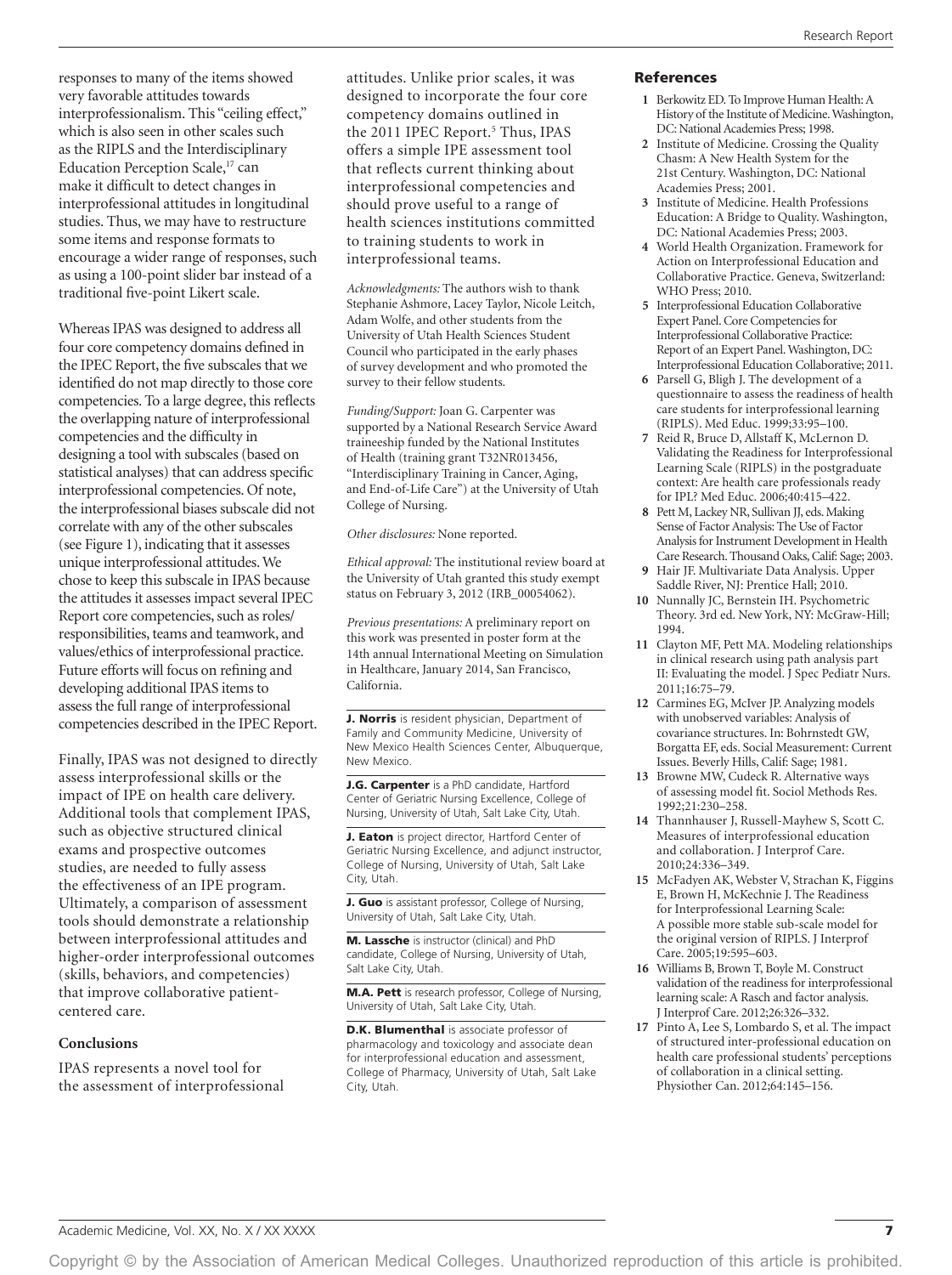responses to many of the items showed very favorable attitudes towards interprofessionalism. This "ceiling effect," which is also seen in other scales such as the RIPLS and the Interdisciplinary Education Perception Scale,[17] can make it difficult to detect changes in interprofessional attitudes in longitudinal studies. Thus, we may have to restructure some items and response formats to encourage a wider range of responses, such as using a 100-point slider bar instead of a traditional five-point Likert scale.

Whereas IPAS was designed to address all four core competency domains defined in the IPEC Report, the five subscales that we identified do not map directly to those core competencies. To a large degree, this reflects the overlapping nature of interprofessional competencies and the difficulty in designing a tool with subscales (based on statistical analyses) that can address specific interprofessional competencies. Of note, the interprofessional biases subscale did not correlate with any of the other subscales (see Figure 1), indicating that it assesses unique interprofessional attitudes. We chose to keep this subscale in IPAS because the attitudes it assesses impact several IPEC Report core competencies, such as roles/responsibilities, teams and teamwork, and values/ethics of interprofessional practice. Future efforts will focus on refining and developing additional IPAS items to assess the full range of interprofessional competencies described in the IPEC Report.

Finally, IPAS was not designed to directly assess interprofessional skills or the impact of IPE on health care delivery. Additional tools that complement IPAS, such as objective structured clinical exams and prospective outcomes studies, are needed to fully assess the effectiveness of an IPE program. Ultimately, a comparison of assessment tools should demonstrate a relationship between interprofessional attitudes and higher-order interprofessional outcomes (skills, behaviors, and competencies) that improve collaborative patient-centered care.

## Conclusions

IPAS represents a novel tool for the assessment of interprofessional attitudes. Unlike prior scales, it was designed to incorporate the four core competency domains outlined in the 2011 IPEC Report.[5] Thus, IPAS offers a simple IPE assessment tool that reflects current thinking about interprofessional competencies and should prove useful to a range of health sciences institutions committed to training students to work in interprofessional teams.

*Acknowledgments:* The authors wish to thank Stephanie Ashmore, Lacey Taylor, Nicole Leitch, Adam Wolfe, and other students from the University of Utah Health Sciences Student Council who participated in the early phases of survey development and who promoted the survey to their fellow students.

*Funding/Support:* Joan G. Carpenter was supported by a National Research Service Award traineeship funded by the National Institutes of Health (training grant T32NR013456, "Interdisciplinary Training in Cancer, Aging, and End-of-Life Care") at the University of Utah College of Nursing.

*Other disclosures:* None reported.

*Ethical approval:* The institutional review board at the University of Utah granted this study exempt status on February 3, 2012 (IRB_00054062).

*Previous presentations:* A preliminary report on this work was presented in poster form at the 14th annual International Meeting on Simulation in Healthcare, January 2014, San Francisco, California.

**J. Norris** is resident physician, Department of Family and Community Medicine, University of New Mexico Health Sciences Center, Albuquerque, New Mexico.

**J.G. Carpenter** is a PhD candidate, Hartford Center of Geriatric Nursing Excellence, College of Nursing, University of Utah, Salt Lake City, Utah.

**J. Eaton** is project director, Hartford Center of Geriatric Nursing Excellence, and adjunct instructor, College of Nursing, University of Utah, Salt Lake City, Utah.

**J. Guo** is assistant professor, College of Nursing, University of Utah, Salt Lake City, Utah.

**M. Lassche** is instructor (clinical) and PhD candidate, College of Nursing, University of Utah, Salt Lake City, Utah.

**M.A. Pett** is research professor, College of Nursing, University of Utah, Salt Lake City, Utah.

**D.K. Blumenthal** is associate professor of pharmacology and toxicology and associate dean for interprofessional education and assessment, College of Pharmacy, University of Utah, Salt Lake City, Utah.

## References

1. Berkowitz ED. To Improve Human Health: A History of the Institute of Medicine. Washington, DC: National Academies Press; 1998.
2. Institute of Medicine. Crossing the Quality Chasm: A New Health System for the 21st Century. Washington, DC: National Academies Press; 2001.
3. Institute of Medicine. Health Professions Education: A Bridge to Quality. Washington, DC: National Academies Press; 2003.
4. World Health Organization. Framework for Action on Interprofessional Education and Collaborative Practice. Geneva, Switzerland: WHO Press; 2010.
5. Interprofessional Education Collaborative Expert Panel. Core Competencies for Interprofessional Collaborative Practice: Report of an Expert Panel. Washington, DC: Interprofessional Education Collaborative; 2011.
6. Parsell G, Bligh J. The development of a questionnaire to assess the readiness of health care students for interprofessional learning (RIPLS). Med Educ. 1999;33:95–100.
7. Reid R, Bruce D, Allstaff K, McLernon D. Validating the Readiness for Interprofessional Learning Scale (RIPLS) in the postgraduate context: Are health care professionals ready for IPL? Med Educ. 2006;40:415–422.
8. Pett M, Lackey NR, Sullivan JJ, eds. Making Sense of Factor Analysis: The Use of Factor Analysis for Instrument Development in Health Care Research. Thousand Oaks, Calif: Sage; 2003.
9. Hair JF. Multivariate Data Analysis. Upper Saddle River, NJ: Prentice Hall; 2010.
10. Nunnally JC, Bernstein IH. Psychometric Theory. 3rd ed. New York, NY: McGraw-Hill; 1994.
11. Clayton MF, Pett MA. Modeling relationships in clinical research using path analysis part II: Evaluating the model. J Spec Pediatr Nurs. 2011;16:75–79.
12. Carmines EG, McIver JP. Analyzing models with unobserved variables: Analysis of covariance structures. In: Bohrnstedt GW, Borgatta EF, eds. Social Measurement: Current Issues. Beverly Hills, Calif: Sage; 1981.
13. Browne MW, Cudeck R. Alternative ways of assessing model fit. Sociol Methods Res. 1992;21:230–258.
14. Thannhauser J, Russell-Mayhew S, Scott C. Measures of interprofessional education and collaboration. J Interprof Care. 2010;24:336–349.
15. McFadyen AK, Webster V, Strachan K, Figgins E, Brown H, McKechnie J. The Readiness for Interprofessional Learning Scale: A possible more stable sub-scale model for the original version of RIPLS. J Interprof Care. 2005;19:595–603.
16. Williams B, Brown T, Boyle M. Construct validation of the readiness for interprofessional learning scale: A Rasch and factor analysis. J Interprof Care. 2012;26:326–332.
17. Pinto A, Lee S, Lombardo S, et al. The impact of structured inter-professional education on health care professional students' perceptions of collaboration in a clinical setting. Physiother Can. 2012;64:145–156.